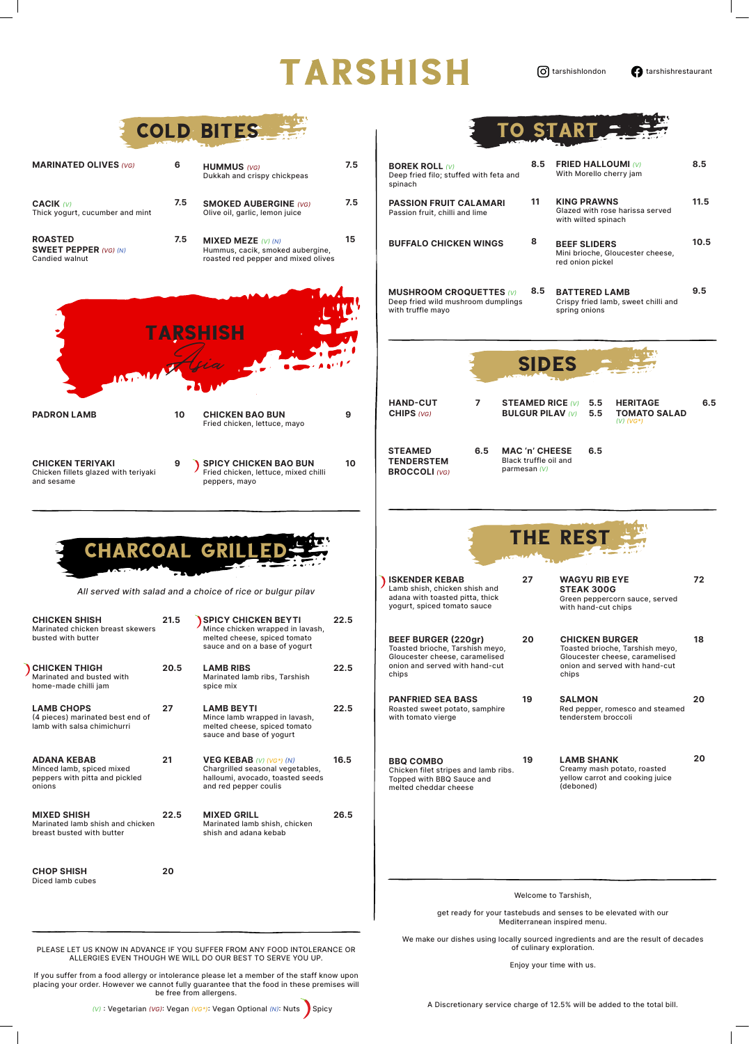# TARSHISH

tarshishlondon · tarshishrestaurant

## COLD BITES

**MARINATED OLIVES** *(VG)* — 6

**CACIK** *(V)* — 7.5
Thick yogurt, cucumber and mint

**ROASTED SWEET PEPPER** *(VG) (N)* — 7.5
Candied walnut

**HUMMUS** *(VG)* — 7.5
Dukkah and crispy chickpeas

**SMOKED AUBERGINE** *(VG)* — 7.5
Olive oil, garlic, lemon juice

**MIXED MEZE** *(V) (N)* — 15
Hummus, cacik, smoked aubergine, roasted red pepper and mixed olives

## TARSHISH Asia

**PADRON LAMB** — 10

**CHICKEN TERIYAKI** — 9
Chicken fillets glazed with teriyaki and sesame

**CHICKEN BAO BUN** — 9
Fried chicken, lettuce, mayo

**SPICY CHICKEN BAO BUN** (Spicy) — 10
Fried chicken, lettuce, mixed chilli peppers, mayo

## CHARCOAL GRILLED

*All served with salad and a choice of rice or bulgur pilav*

**CHICKEN SHISH** — 21.5
Marinated chicken breast skewers busted with butter

**CHICKEN THIGH** (Spicy) — 20.5
Marinated and busted with home-made chilli jam

**LAMB CHOPS** — 27
(4 pieces) marinated best end of lamb with salsa chimichurri

**ADANA KEBAB** — 21
Minced lamb, spiced mixed peppers with pitta and pickled onions

**MIXED SHISH** — 22.5
Marinated lamb shish and chicken breast busted with butter

**CHOP SHISH** — 20
Diced lamb cubes

**SPICY CHICKEN BEYTI** (Spicy) — 22.5
Mince chicken wrapped in lavash, melted cheese, spiced tomato sauce and on a base of yogurt

**LAMB RIBS** — 22.5
Marinated lamb ribs, Tarshish spice mix

**LAMB BEYTI** — 22.5
Mince lamb wrapped in lavash, melted cheese, spiced tomato sauce and base of yogurt

**VEG KEBAB** *(V) (VG\*) (N)* — 16.5
Chargrilled seasonal vegetables, halloumi, avocado, toasted seeds and red pepper coulis

**MIXED GRILL** — 26.5
Marinated lamb shish, chicken shish and adana kebab

## TO START

**BOREK ROLL** *(V)* — 8.5
Deep fried filo; stuffed with feta and spinach

**PASSION FRUIT CALAMARI** — 11
Passion fruit, chilli and lime

**BUFFALO CHICKEN WINGS** — 8

**MUSHROOM CROQUETTES** *(V)* — 8.5
Deep fried wild mushroom dumplings with truffle mayo

**FRIED HALLOUMI** *(V)* — 8.5
With Morello cherry jam

**KING PRAWNS** — 11.5
Glazed with rose harissa served with wilted spinach

**BEEF SLIDERS** — 10.5
Mini brioche, Gloucester cheese, red onion pickel

**BATTERED LAMB** — 9.5
Crispy fried lamb, sweet chilli and spring onions

## SIDES

**HAND-CUT CHIPS** *(VG)* — 7

**STEAMED TENDERSTEM BROCCOLI** *(VG)* — 6.5

**STEAMED RICE** *(V)* — 5.5

**BULGUR PILAV** *(V)* — 5.5

**MAC 'n' CHEESE** — 6.5
Black truffle oil and parmesan *(V)*

**HERITAGE TOMATO SALAD** *(V) (VG\*)* — 6.5

## THE REST

**ISKENDER KEBAB** (Spicy) — 27
Lamb shish, chicken shish and adana with toasted pitta, thick yogurt, spiced tomato sauce

**BEEF BURGER (220gr)** — 20
Toasted brioche, Tarshish meyo, Gloucester cheese, caramelised onion and served with hand-cut chips

**PANFRIED SEA BASS** — 19
Roasted sweet potato, samphire with tomato vierge

**BBQ COMBO** — 19
Chicken filet stripes and lamb ribs. Topped with BBQ Sauce and melted cheddar cheese

**WAGYU RIB EYE STEAK 300G** — 72
Green peppercorn sauce, served with hand-cut chips

**CHICKEN BURGER** — 18
Toasted brioche, Tarshish meyo, Gloucester cheese, caramelised onion and served with hand-cut chips

**SALMON** — 20
Red pepper, romesco and steamed tenderstem broccoli

**LAMB SHANK** — 20
Creamy mash potato, roasted yellow carrot and cooking juice (deboned)

Welcome to Tarshish,

get ready for your tastebuds and senses to be elevated with our Mediterranean inspired menu.

We make our dishes using locally sourced ingredients and are the result of decades of culinary exploration.

Enjoy your time with us.

PLEASE LET US KNOW IN ADVANCE IF YOU SUFFER FROM ANY FOOD INTOLERANCE OR ALLERGIES EVEN THOUGH WE WILL DO OUR BEST TO SERVE YOU UP.

If you suffer from a food allergy or intolerance please let a member of the staff know upon placing your order. However we cannot fully guarantee that the food in these premises will be free from allergens.

*(V)*: Vegetarian *(VG)*: Vegan *(VG\*)*: Vegan Optional *(N)*: Nuts — Spicy

A Discretionary service charge of 12.5% will be added to the total bill.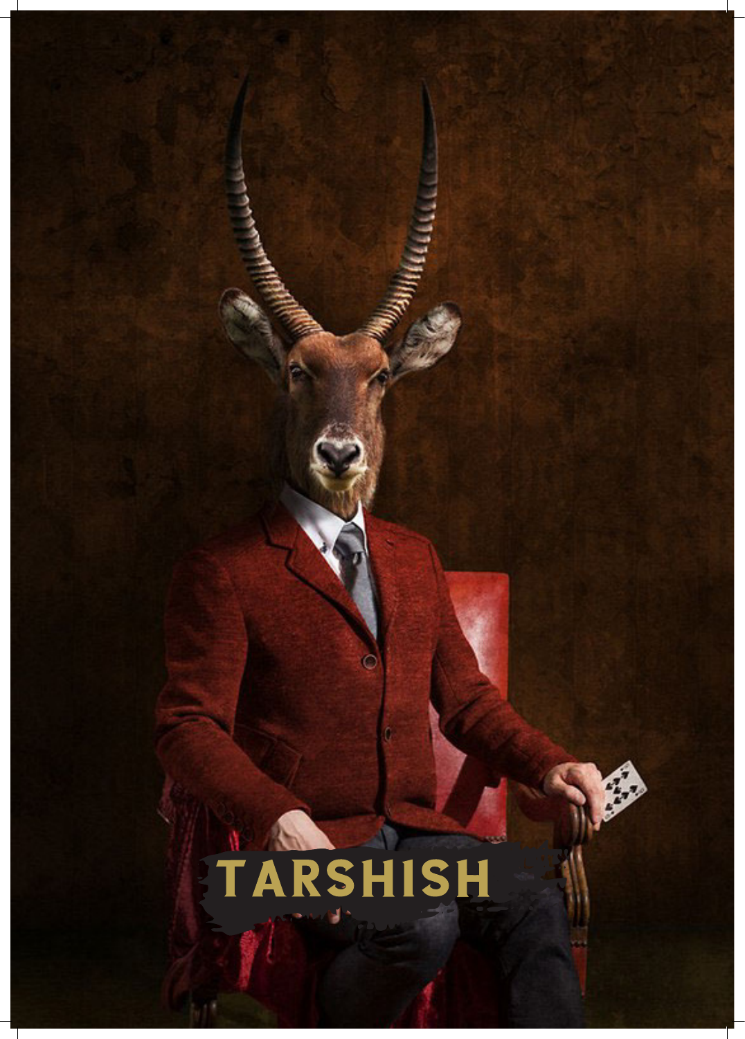TARSHISH